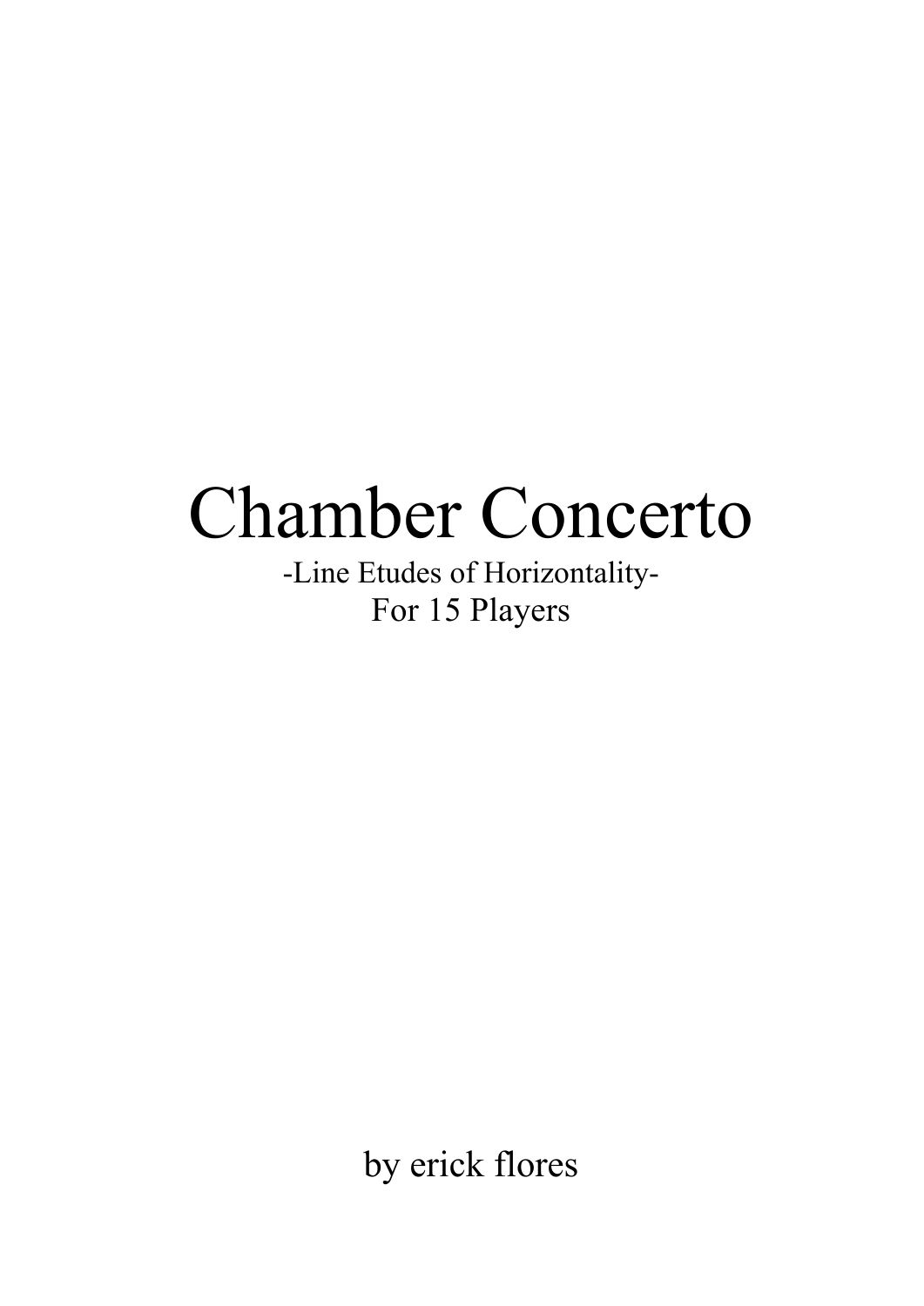# Chamber Concerto

-Line Etudes of Horizontality-

For 15 Players

by erick flores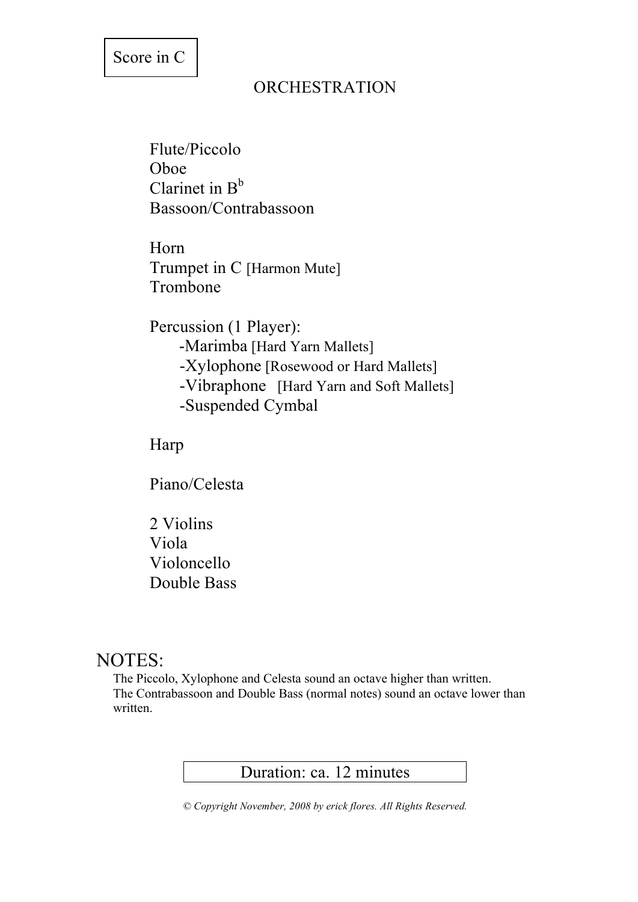Score in C

# ORCHESTRATION

Flute/Piccolo
Oboe
Clarinet in B$^b$
Bassoon/Contrabassoon

Horn
Trumpet in C [Harmon Mute]
Trombone

Percussion (1 Player):
- Marimba [Hard Yarn Mallets]
- Xylophone [Rosewood or Hard Mallets]
- Vibraphone [Hard Yarn and Soft Mallets]
- Suspended Cymbal

Harp

Piano/Celesta

2 Violins
Viola
Violoncello
Double Bass

## NOTES:

The Piccolo, Xylophone and Celesta sound an octave higher than written.
The Contrabassoon and Double Bass (normal notes) sound an octave lower than written.

Duration: ca. 12 minutes

*© Copyright November, 2008 by erick flores. All Rights Reserved.*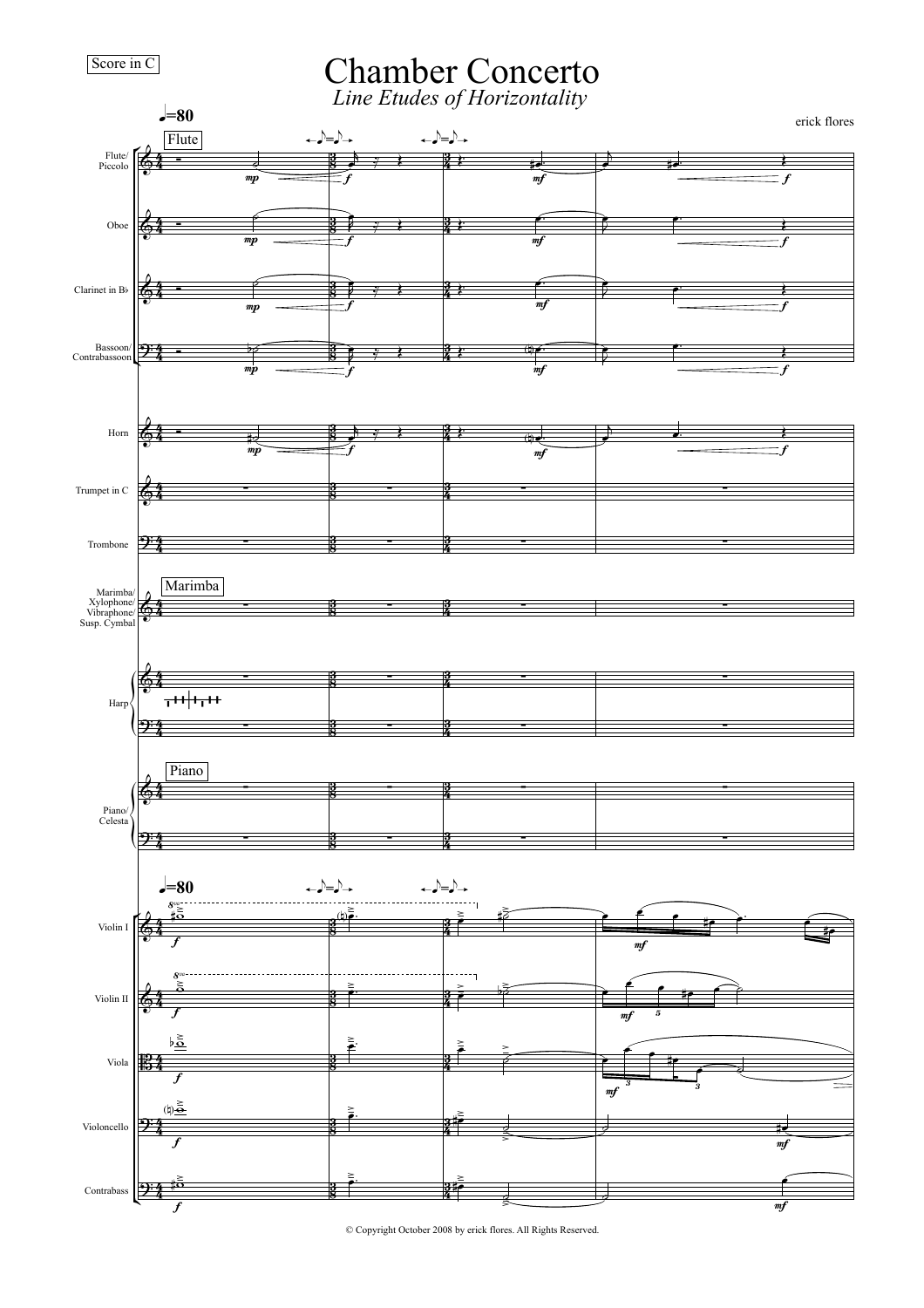Score in C

# Chamber Concerto

*Line Etudes of Horizontality*

erick flores

Flute/ Piccolo

Oboe

Clarinet in B♭

Bassoon/ Contrabassoon

Horn

Trumpet in C

Trombone

Marimba/ Xylophone/ Vibraphone/ Susp. Cymbal

Harp

Piano/ Celesta

Violin I

Violin II

Viola

Violoncello

Contrabass

© Copyright October 2008 by erick flores. All Rights Reserved.